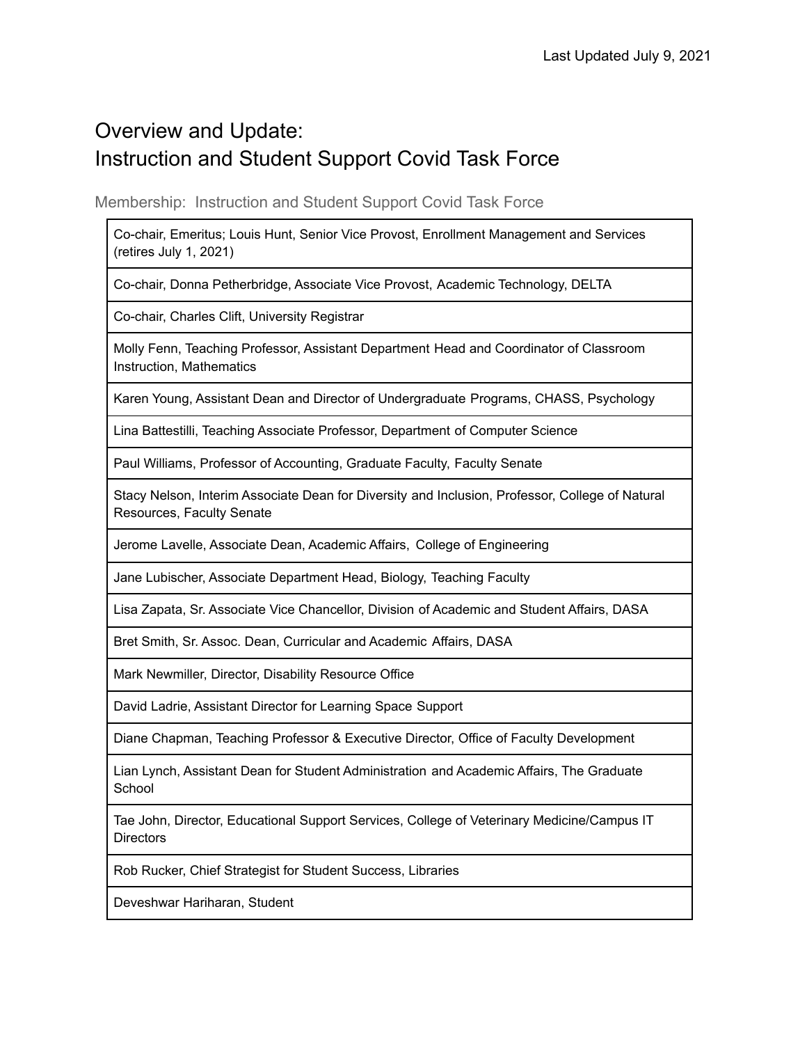Last Updated July 9, 2021

# Overview and Update:
# Instruction and Student Support Covid Task Force

## Membership: Instruction and Student Support Covid Task Force

| |
|---|
| Co-chair, Emeritus; Louis Hunt, Senior Vice Provost, Enrollment Management and Services (retires July 1, 2021) |
| Co-chair, Donna Petherbridge, Associate Vice Provost, Academic Technology, DELTA |
| Co-chair, Charles Clift, University Registrar |
| Molly Fenn, Teaching Professor, Assistant Department Head and Coordinator of Classroom Instruction, Mathematics |
| Karen Young, Assistant Dean and Director of Undergraduate Programs, CHASS, Psychology |
| Lina Battestilli, Teaching Associate Professor, Department of Computer Science |
| Paul Williams, Professor of Accounting, Graduate Faculty, Faculty Senate |
| Stacy Nelson, Interim Associate Dean for Diversity and Inclusion, Professor, College of Natural Resources, Faculty Senate |
| Jerome Lavelle, Associate Dean, Academic Affairs, College of Engineering |
| Jane Lubischer, Associate Department Head, Biology, Teaching Faculty |
| Lisa Zapata, Sr. Associate Vice Chancellor, Division of Academic and Student Affairs, DASA |
| Bret Smith, Sr. Assoc. Dean, Curricular and Academic Affairs, DASA |
| Mark Newmiller, Director, Disability Resource Office |
| David Ladrie, Assistant Director for Learning Space Support |
| Diane Chapman, Teaching Professor & Executive Director, Office of Faculty Development |
| Lian Lynch, Assistant Dean for Student Administration and Academic Affairs, The Graduate School |
| Tae John, Director, Educational Support Services, College of Veterinary Medicine/Campus IT Directors |
| Rob Rucker, Chief Strategist for Student Success, Libraries |
| Deveshwar Hariharan, Student |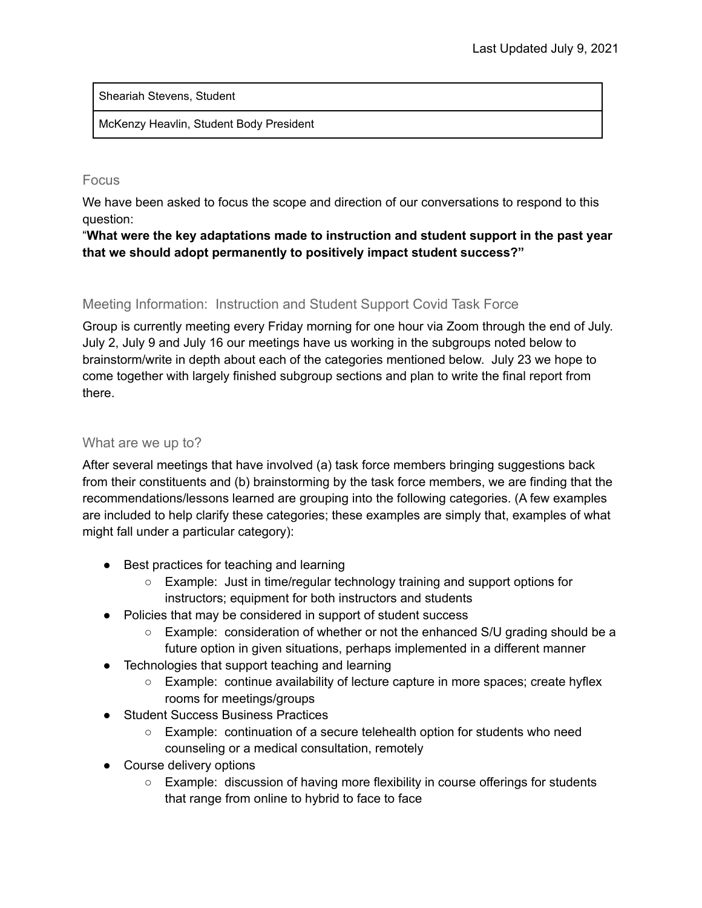Last Updated July 9, 2021

| Sheariah Stevens, Student |
| --- |
| McKenzy Heavlin, Student Body President |

## Focus

We have been asked to focus the scope and direction of our conversations to respond to this question:

"**What were the key adaptations made to instruction and student support in the past year that we should adopt permanently to positively impact student success?"**

## Meeting Information: Instruction and Student Support Covid Task Force

Group is currently meeting every Friday morning for one hour via Zoom through the end of July. July 2, July 9 and July 16 our meetings have us working in the subgroups noted below to brainstorm/write in depth about each of the categories mentioned below. July 23 we hope to come together with largely finished subgroup sections and plan to write the final report from there.

## What are we up to?

After several meetings that have involved (a) task force members bringing suggestions back from their constituents and (b) brainstorming by the task force members, we are finding that the recommendations/lessons learned are grouping into the following categories. (A few examples are included to help clarify these categories; these examples are simply that, examples of what might fall under a particular category):

- Best practices for teaching and learning
  - Example: Just in time/regular technology training and support options for instructors; equipment for both instructors and students
- Policies that may be considered in support of student success
  - Example: consideration of whether or not the enhanced S/U grading should be a future option in given situations, perhaps implemented in a different manner
- Technologies that support teaching and learning
  - Example: continue availability of lecture capture in more spaces; create hyflex rooms for meetings/groups
- Student Success Business Practices
  - Example: continuation of a secure telehealth option for students who need counseling or a medical consultation, remotely
- Course delivery options
  - Example: discussion of having more flexibility in course offerings for students that range from online to hybrid to face to face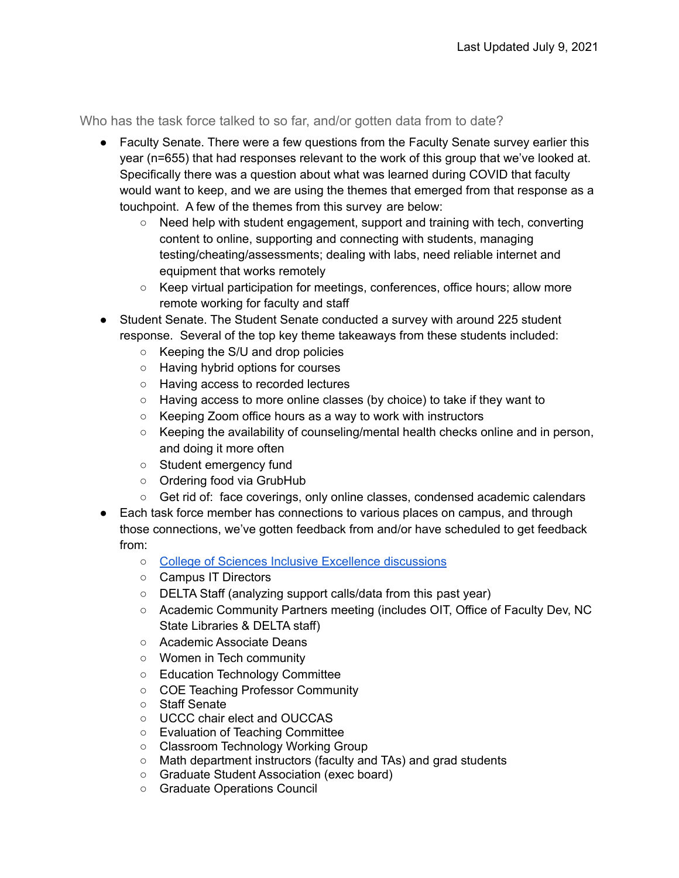Last Updated July 9, 2021

## Who has the task force talked to so far, and/or gotten data from to date?

- Faculty Senate. There were a few questions from the Faculty Senate survey earlier this year (n=655) that had responses relevant to the work of this group that we've looked at. Specifically there was a question about what was learned during COVID that faculty would want to keep, and we are using the themes that emerged from that response as a touchpoint. A few of the themes from this survey are below:
  - Need help with student engagement, support and training with tech, converting content to online, supporting and connecting with students, managing testing/cheating/assessments; dealing with labs, need reliable internet and equipment that works remotely
  - Keep virtual participation for meetings, conferences, office hours; allow more remote working for faculty and staff
- Student Senate. The Student Senate conducted a survey with around 225 student response. Several of the top key theme takeaways from these students included:
  - Keeping the S/U and drop policies
  - Having hybrid options for courses
  - Having access to recorded lectures
  - Having access to more online classes (by choice) to take if they want to
  - Keeping Zoom office hours as a way to work with instructors
  - Keeping the availability of counseling/mental health checks online and in person, and doing it more often
  - Student emergency fund
  - Ordering food via GrubHub
  - Get rid of: face coverings, only online classes, condensed academic calendars
- Each task force member has connections to various places on campus, and through those connections, we've gotten feedback from and/or have scheduled to get feedback from:
  - College of Sciences Inclusive Excellence discussions
  - Campus IT Directors
  - DELTA Staff (analyzing support calls/data from this past year)
  - Academic Community Partners meeting (includes OIT, Office of Faculty Dev, NC State Libraries & DELTA staff)
  - Academic Associate Deans
  - Women in Tech community
  - Education Technology Committee
  - COE Teaching Professor Community
  - Staff Senate
  - UCCC chair elect and OUCCAS
  - Evaluation of Teaching Committee
  - Classroom Technology Working Group
  - Math department instructors (faculty and TAs) and grad students
  - Graduate Student Association (exec board)
  - Graduate Operations Council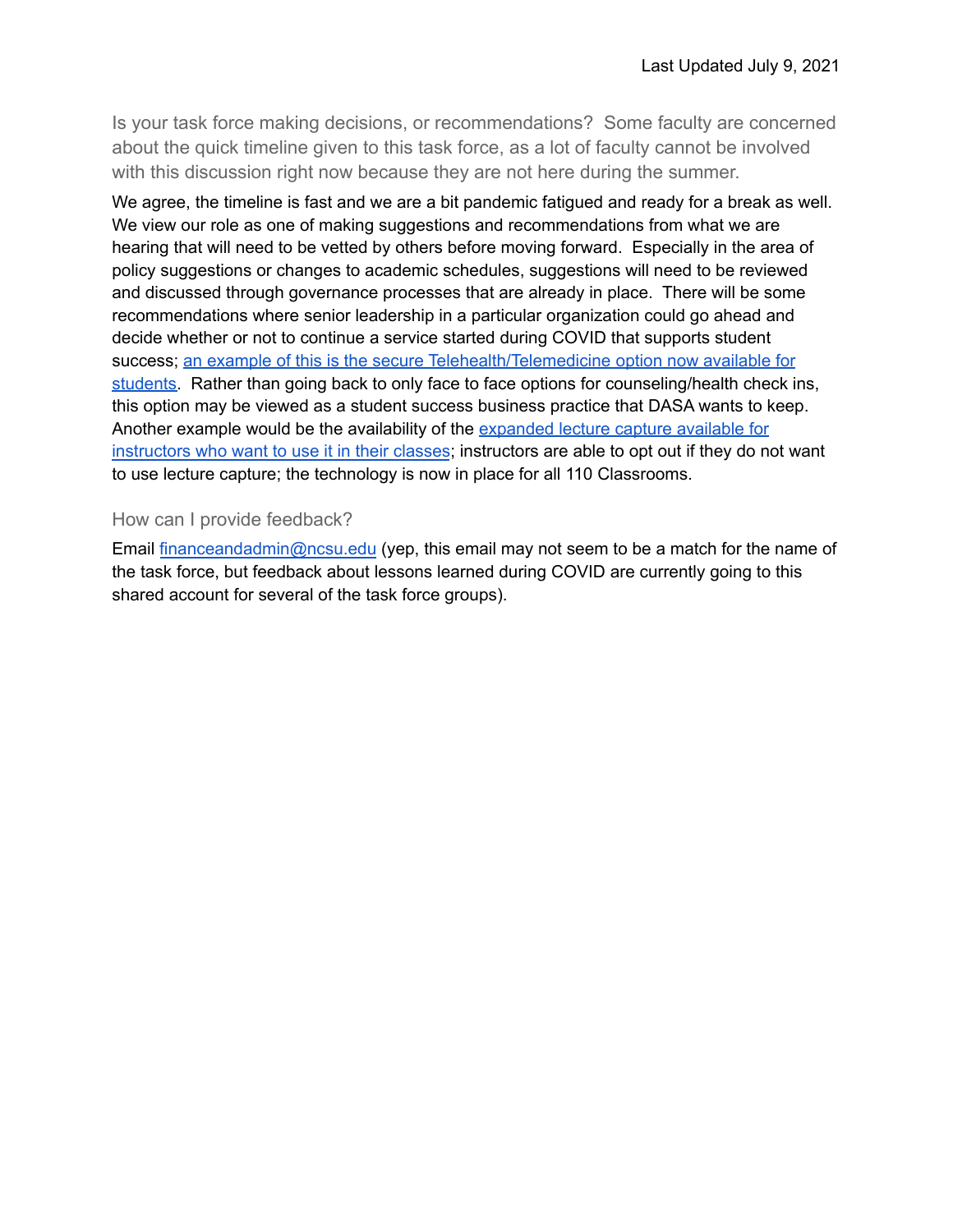Last Updated July 9, 2021

### Is your task force making decisions, or recommendations? Some faculty are concerned about the quick timeline given to this task force, as a lot of faculty cannot be involved with this discussion right now because they are not here during the summer.

We agree, the timeline is fast and we are a bit pandemic fatigued and ready for a break as well. We view our role as one of making suggestions and recommendations from what we are hearing that will need to be vetted by others before moving forward. Especially in the area of policy suggestions or changes to academic schedules, suggestions will need to be reviewed and discussed through governance processes that are already in place. There will be some recommendations where senior leadership in a particular organization could go ahead and decide whether or not to continue a service started during COVID that supports student success; an example of this is the secure Telehealth/Telemedicine option now available for students. Rather than going back to only face to face options for counseling/health check ins, this option may be viewed as a student success business practice that DASA wants to keep. Another example would be the availability of the expanded lecture capture available for instructors who want to use it in their classes; instructors are able to opt out if they do not want to use lecture capture; the technology is now in place for all 110 Classrooms.

### How can I provide feedback?

Email financeandadmin@ncsu.edu (yep, this email may not seem to be a match for the name of the task force, but feedback about lessons learned during COVID are currently going to this shared account for several of the task force groups).